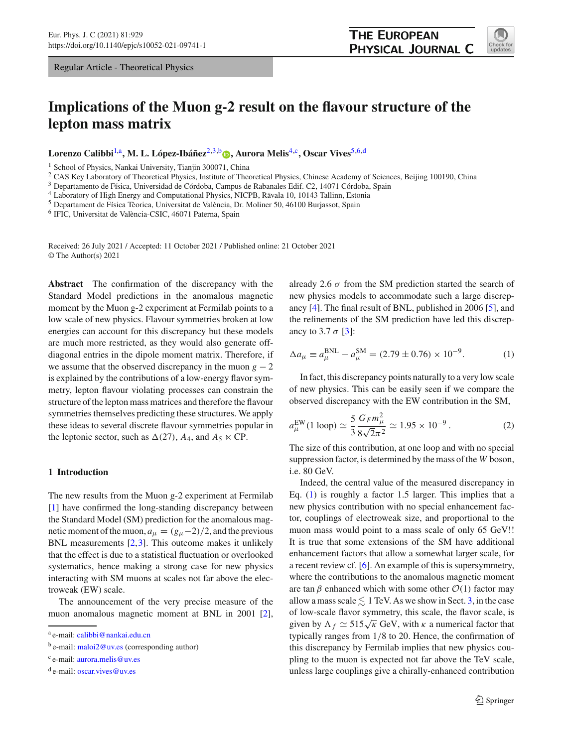Regular Article - Theoretical Physics

# Implications of the Muon g-2 result on the flavour structure of the lepton mass matrix

**Lorenzo Calibbi**[1,a], **M. L. López-Ibáñez**[2,3,b], **Aurora Melis**[4,c], **Oscar Vives**[5,6,d]

[1] School of Physics, Nankai University, Tianjin 300071, China
[2] CAS Key Laboratory of Theoretical Physics, Institute of Theoretical Physics, Chinese Academy of Sciences, Beijing 100190, China
[3] Departamento de Física, Universidad de Córdoba, Campus de Rabanales Edif. C2, 14071 Córdoba, Spain
[4] Laboratory of High Energy and Computational Physics, NICPB, Rävala 10, 10143 Tallinn, Estonia
[5] Departament de Física Tèorica, Universitat de València, Dr. Moliner 50, 46100 Burjassot, Spain
[6] IFIC, Universitat de València-CSIC, 46071 Paterna, Spain

Received: 26 July 2021 / Accepted: 11 October 2021 / Published online: 21 October 2021
© The Author(s) 2021

**Abstract** The confirmation of the discrepancy with the Standard Model predictions in the anomalous magnetic moment by the Muon g-2 experiment at Fermilab points to a low scale of new physics. Flavour symmetries broken at low energies can account for this discrepancy but these models are much more restricted, as they would also generate off-diagonal entries in the dipole moment matrix. Therefore, if we assume that the observed discrepancy in the muon $g-2$ is explained by the contributions of a low-energy lepton flavor symmetry, lepton flavour violating processes can constrain the structure of the lepton mass matrices and therefore the flavour symmetries themselves predicting these structures. We apply these ideas to several discrete flavour symmetries popular in the leptonic sector, such as $\Delta(27)$, $A_4$, and $A_5 \ltimes$ CP.

## 1 Introduction

The new results from the Muon g-2 experiment at Fermilab [1] have confirmed the long-standing discrepancy between the Standard Model (SM) prediction for the anomalous magnetic moment of the muon, $a_\mu = (g_\mu - 2)/2$, and the previous BNL measurements [2,3]. This outcome makes it unlikely that the effect is due to a statistical fluctuation or overlooked systematics, hence making a strong case for new physics interacting with SM muons at scales not far above the electroweak (EW) scale.

The announcement of the very precise measure of the muon anomalous magnetic moment at BNL in 2001 [2], already 2.6 $\sigma$ from the SM prediction started the search of new physics models to accommodate such a large discrepancy [4]. The final result of BNL, published in 2006 [5], and the refinements of the SM prediction have led this discrepancy to 3.7 $\sigma$ [3]:

$$\Delta a_\mu \equiv a_\mu^{\rm BNL} - a_\mu^{\rm SM} = (2.79 \pm 0.76) \times 10^{-9}. \tag{1}$$

In fact, this discrepancy points naturally to a very low scale of new physics. This can be easily seen if we compare the observed discrepancy with the EW contribution in the SM,

$$a_\mu^{\rm EW}(1\ \text{loop}) \simeq \frac{5}{3}\frac{G_F m_\mu^2}{8\sqrt{2}\pi^2} \simeq 1.95 \times 10^{-9}\,. \tag{2}$$

The size of this contribution, at one loop and with no special suppression factor, is determined by the mass of the $W$ boson, i.e. 80 GeV.

Indeed, the central value of the measured discrepancy in Eq. (1) is roughly a factor 1.5 larger. This implies that a new physics contribution with no special enhancement factor, couplings of electroweak size, and proportional to the muon mass would point to a mass scale of only 65 GeV!! It is true that some extensions of the SM have additional enhancement factors that allow a somewhat larger scale, for a recent review cf. [6]. An example of this is supersymmetry, where the contributions to the anomalous magnetic moment are $\tan\beta$ enhanced which with some other $\mathcal{O}(1)$ factor may allow a mass scale $\lesssim$ 1 TeV. As we show in Sect. 3, in the case of low-scale flavor symmetry, this scale, the flavor scale, is given by $\Lambda_f \simeq 515\sqrt{\kappa}$ GeV, with $\kappa$ a numerical factor that typically ranges from 1/8 to 20. Hence, the confirmation of this discrepancy by Fermilab implies that new physics coupling to the muon is expected not far above the TeV scale, unless large couplings give a chirally-enhanced contribution

---

[a] e-mail: calibbi@nankai.edu.cn
[b] e-mail: maloi2@uv.es (corresponding author)
[c] e-mail: aurora.melis@uv.es
[d] e-mail: oscar.vives@uv.es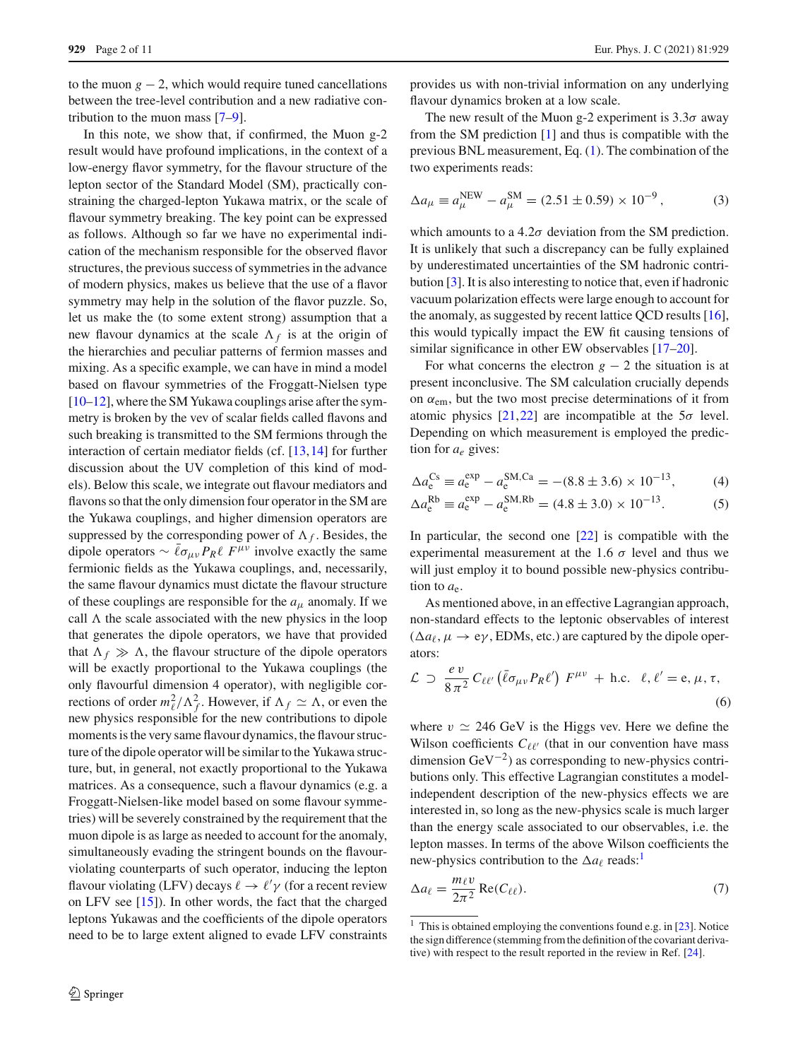to the muon $g-2$, which would require tuned cancellations between the tree-level contribution and a new radiative contribution to the muon mass [7–9].

In this note, we show that, if confirmed, the Muon g-2 result would have profound implications, in the context of a low-energy flavor symmetry, for the flavour structure of the lepton sector of the Standard Model (SM), practically constraining the charged-lepton Yukawa matrix, or the scale of flavour symmetry breaking. The key point can be expressed as follows. Although so far we have no experimental indication of the mechanism responsible for the observed flavor structures, the previous success of symmetries in the advance of modern physics, makes us believe that the use of a flavor symmetry may help in the solution of the flavor puzzle. So, let us make the (to some extent strong) assumption that a new flavour dynamics at the scale $\Lambda_f$ is at the origin of the hierarchies and peculiar patterns of fermion masses and mixing. As a specific example, we can have in mind a model based on flavour symmetries of the Froggatt-Nielsen type [10–12], where the SM Yukawa couplings arise after the symmetry is broken by the vev of scalar fields called flavons and such breaking is transmitted to the SM fermions through the interaction of certain mediator fields (cf. [13,14] for further discussion about the UV completion of this kind of models). Below this scale, we integrate out flavour mediators and flavons so that the only dimension four operator in the SM are the Yukawa couplings, and higher dimension operators are suppressed by the corresponding power of $\Lambda_f$. Besides, the dipole operators $\sim \bar{\ell}\sigma_{\mu\nu}P_R\ell\, F^{\mu\nu}$ involve exactly the same fermionic fields as the Yukawa couplings, and, necessarily, the same flavour dynamics must dictate the flavour structure of these couplings are responsible for the $a_\mu$ anomaly. If we call $\Lambda$ the scale associated with the new physics in the loop that generates the dipole operators, we have that provided that $\Lambda_f \gg \Lambda$, the flavour structure of the dipole operators will be exactly proportional to the Yukawa couplings (the only flavourful dimension 4 operator), with negligible corrections of order $m_\ell^2/\Lambda_f^2$. However, if $\Lambda_f \simeq \Lambda$, or even the new physics responsible for the new contributions to dipole moments is the very same flavour dynamics, the flavour structure of the dipole operator will be similar to the Yukawa structure, but, in general, not exactly proportional to the Yukawa matrices. As a consequence, such a flavour dynamics (e.g. a Froggatt-Nielsen-like model based on some flavour symmetries) will be severely constrained by the requirement that the muon dipole is as large as needed to account for the anomaly, simultaneously evading the stringent bounds on the flavour-violating counterparts of such operator, inducing the lepton flavour violating (LFV) decays $\ell \to \ell'\gamma$ (for a recent review on LFV see [15]). In other words, the fact that the charged leptons Yukawas and the coefficients of the dipole operators need to be to large extent aligned to evade LFV constraints provides us with non-trivial information on any underlying flavour dynamics broken at a low scale.

The new result of the Muon g-2 experiment is $3.3\sigma$ away from the SM prediction [1] and thus is compatible with the previous BNL measurement, Eq. (1). The combination of the two experiments reads:

$$\Delta a_\mu \equiv a_\mu^{\rm NEW} - a_\mu^{\rm SM} = (2.51 \pm 0.59)\times 10^{-9}\,, \tag{3}$$

which amounts to a $4.2\sigma$ deviation from the SM prediction. It is unlikely that such a discrepancy can be fully explained by underestimated uncertainties of the SM hadronic contribution [3]. It is also interesting to notice that, even if hadronic vacuum polarization effects were large enough to account for the anomaly, as suggested by recent lattice QCD results [16], this would typically impact the EW fit causing tensions of similar significance in other EW observables [17–20].

For what concerns the electron $g-2$ the situation is at present inconclusive. The SM calculation crucially depends on $\alpha_{\rm em}$, but the two most precise determinations of it from atomic physics [21,22] are incompatible at the $5\sigma$ level. Depending on which measurement is employed the prediction for $a_e$ gives:

$$\Delta a_{\rm e}^{\rm Cs} \equiv a_{\rm e}^{\rm exp} - a_{\rm e}^{\rm SM,Ca} = -(8.8 \pm 3.6)\times 10^{-13}, \tag{4}$$

$$\Delta a_{\rm e}^{\rm Rb} \equiv a_{\rm e}^{\rm exp} - a_{\rm e}^{\rm SM,Rb} = (4.8 \pm 3.0)\times 10^{-13}. \tag{5}$$

In particular, the second one [22] is compatible with the experimental measurement at the 1.6 $\sigma$ level and thus we will just employ it to bound possible new-physics contribution to $a_{\rm e}$.

As mentioned above, in an effective Lagrangian approach, non-standard effects to the leptonic observables of interest ($\Delta a_\ell$, $\mu \to {\rm e}\gamma$, EDMs, etc.) are captured by the dipole operators:

$$\mathcal{L} \supset \frac{e\,v}{8\,\pi^2}\, C_{\ell\ell'} \left(\bar{\ell}\sigma_{\mu\nu}P_R\ell'\right)\, F^{\mu\nu} \,+\, \text{h.c.} \quad \ell,\ell' = {\rm e},\mu,\tau, \tag{6}$$

where $v \simeq 246$ GeV is the Higgs vev. Here we define the Wilson coefficients $C_{\ell\ell'}$ (that in our convention have mass dimension GeV$^{-2}$) as corresponding to new-physics contributions only. This effective Lagrangian constitutes a model-independent description of the new-physics effects we are interested in, so long as the new-physics scale is much larger than the energy scale associated to our observables, i.e. the lepton masses. In terms of the above Wilson coefficients the new-physics contribution to the $\Delta a_\ell$ reads:[1]

$$\Delta a_\ell = \frac{m_\ell v}{2\pi^2}\,{\rm Re}(C_{\ell\ell}). \tag{7}$$

[1] This is obtained employing the conventions found e.g. in [23]. Notice the sign difference (stemming from the definition of the covariant derivative) with respect to the result reported in the review in Ref. [24].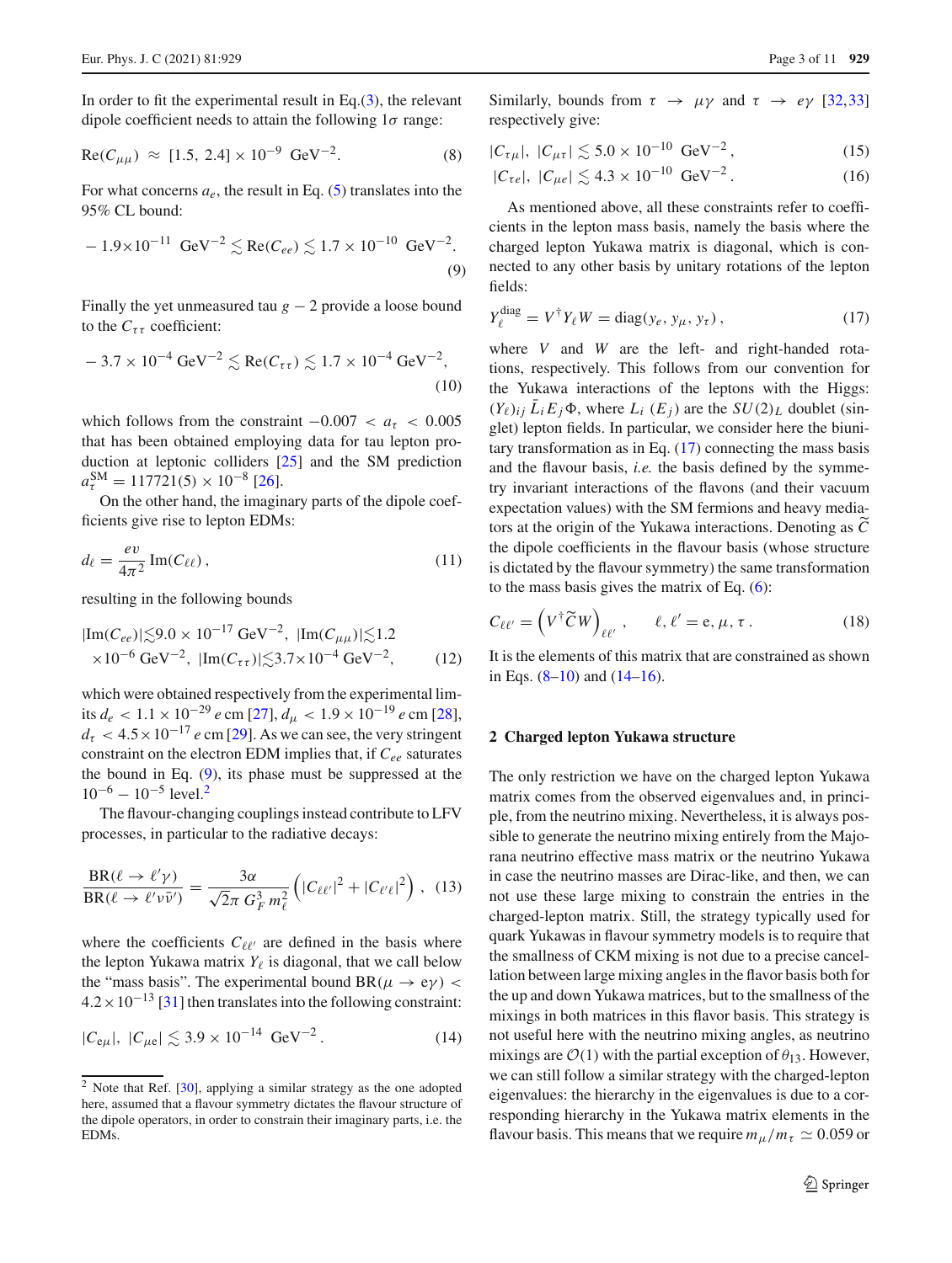In order to fit the experimental result in Eq.(3), the relevant dipole coefficient needs to attain the following $1\sigma$ range:

$$\mathrm{Re}(C_{\mu\mu}) \approx [1.5,\, 2.4] \times 10^{-9}\ \mathrm{GeV}^{-2}. \tag{8}$$

For what concerns $a_e$, the result in Eq. (5) translates into the 95% CL bound:

$$-1.9\times 10^{-11}\ \mathrm{GeV}^{-2} \lesssim \mathrm{Re}(C_{ee}) \lesssim 1.7\times 10^{-10}\ \mathrm{GeV}^{-2}. \tag{9}$$

Finally the yet unmeasured tau $g-2$ provide a loose bound to the $C_{\tau\tau}$ coefficient:

$$-3.7\times 10^{-4}\ \mathrm{GeV}^{-2} \lesssim \mathrm{Re}(C_{\tau\tau}) \lesssim 1.7\times 10^{-4}\ \mathrm{GeV}^{-2}, \tag{10}$$

which follows from the constraint $-0.007 < a_\tau < 0.005$ that has been obtained employing data for tau lepton production at leptonic colliders [25] and the SM prediction $a_\tau^{\mathrm{SM}} = 117721(5)\times 10^{-8}$ [26].

On the other hand, the imaginary parts of the dipole coefficients give rise to lepton EDMs:

$$d_\ell = \frac{ev}{4\pi^2}\,\mathrm{Im}(C_{\ell\ell}), \tag{11}$$

resulting in the following bounds

$$|\mathrm{Im}(C_{ee})| \lesssim 9.0\times 10^{-17}\ \mathrm{GeV}^{-2},\ |\mathrm{Im}(C_{\mu\mu})| \lesssim 1.2 \times 10^{-6}\ \mathrm{GeV}^{-2},\ |\mathrm{Im}(C_{\tau\tau})| \lesssim 3.7\times 10^{-4}\ \mathrm{GeV}^{-2}, \tag{12}$$

which were obtained respectively from the experimental limits $d_e < 1.1\times 10^{-29}\, e\,\mathrm{cm}$ [27], $d_\mu < 1.9\times 10^{-19}\, e\,\mathrm{cm}$ [28], $d_\tau < 4.5\times 10^{-17}\, e\,\mathrm{cm}$ [29]. As we can see, the very stringent constraint on the electron EDM implies that, if $C_{ee}$ saturates the bound in Eq. (9), its phase must be suppressed at the $10^{-6} - 10^{-5}$ level.[2]

The flavour-changing couplings instead contribute to LFV processes, in particular to the radiative decays:

$$\frac{\mathrm{BR}(\ell \to \ell'\gamma)}{\mathrm{BR}(\ell \to \ell'\nu\bar{\nu}')} = \frac{3\alpha}{\sqrt{2}\pi\, G_F^3\, m_\ell^2}\left(|C_{\ell\ell'}|^2 + |C_{\ell'\ell}|^2\right), \tag{13}$$

where the coefficients $C_{\ell\ell'}$ are defined in the basis where the lepton Yukawa matrix $Y_\ell$ is diagonal, that we call below the "mass basis". The experimental bound $\mathrm{BR}(\mu \to e\gamma) < 4.2\times 10^{-13}$ [31] then translates into the following constraint:

$$|C_{e\mu}|,\ |C_{\mu e}| \lesssim 3.9\times 10^{-14}\ \mathrm{GeV}^{-2}. \tag{14}$$

[2] Note that Ref. [30], applying a similar strategy as the one adopted here, assumed that a flavour symmetry dictates the flavour structure of the dipole operators, in order to constrain their imaginary parts, i.e. the EDMs.

Similarly, bounds from $\tau \to \mu\gamma$ and $\tau \to e\gamma$ [32,33] respectively give:

$$|C_{\tau\mu}|,\ |C_{\mu\tau}| \lesssim 5.0\times 10^{-10}\ \mathrm{GeV}^{-2}, \tag{15}$$

$$|C_{\tau e}|,\ |C_{\mu e}| \lesssim 4.3\times 10^{-10}\ \mathrm{GeV}^{-2}. \tag{16}$$

As mentioned above, all these constraints refer to coefficients in the lepton mass basis, namely the basis where the charged lepton Yukawa matrix is diagonal, which is connected to any other basis by unitary rotations of the lepton fields:

$$Y_\ell^{\mathrm{diag}} = V^\dagger Y_\ell W = \mathrm{diag}(y_e, y_\mu, y_\tau), \tag{17}$$

where $V$ and $W$ are the left- and right-handed rotations, respectively. This follows from our convention for the Yukawa interactions of the leptons with the Higgs: $(Y_\ell)_{ij}\, \bar{L}_i E_j \Phi$, where $L_i$ ($E_j$) are the $SU(2)_L$ doublet (singlet) lepton fields. In particular, we consider here the biunitary transformation as in Eq. (17) connecting the mass basis and the flavour basis, *i.e.* the basis defined by the symmetry invariant interactions of the flavons (and their vacuum expectation values) with the SM fermions and heavy mediators at the origin of the Yukawa interactions. Denoting as $\widetilde{C}$ the dipole coefficients in the flavour basis (whose structure is dictated by the flavour symmetry) the same transformation to the mass basis gives the matrix of Eq. (6):

$$C_{\ell\ell'} = \left(V^\dagger \widetilde{C} W\right)_{\ell\ell'}, \qquad \ell, \ell' = \mathrm{e}, \mu, \tau. \tag{18}$$

It is the elements of this matrix that are constrained as shown in Eqs. (8–10) and (14–16).

## 2 Charged lepton Yukawa structure

The only restriction we have on the charged lepton Yukawa matrix comes from the observed eigenvalues and, in principle, from the neutrino mixing. Nevertheless, it is always possible to generate the neutrino mixing entirely from the Majorana neutrino effective mass matrix or the neutrino Yukawa in case the neutrino masses are Dirac-like, and then, we can not use these large mixing to constrain the entries in the charged-lepton matrix. Still, the strategy typically used for quark Yukawas in flavour symmetry models is to require that the smallness of CKM mixing is not due to a precise cancellation between large mixing angles in the flavor basis both for the up and down Yukawa matrices, but to the smallness of the mixings in both matrices in this flavor basis. This strategy is not useful here with the neutrino mixing angles, as neutrino mixings are $\mathcal{O}(1)$ with the partial exception of $\theta_{13}$. However, we can still follow a similar strategy with the charged-lepton eigenvalues: the hierarchy in the eigenvalues is due to a corresponding hierarchy in the Yukawa matrix elements in the flavour basis. This means that we require $m_\mu/m_\tau \simeq 0.059$ or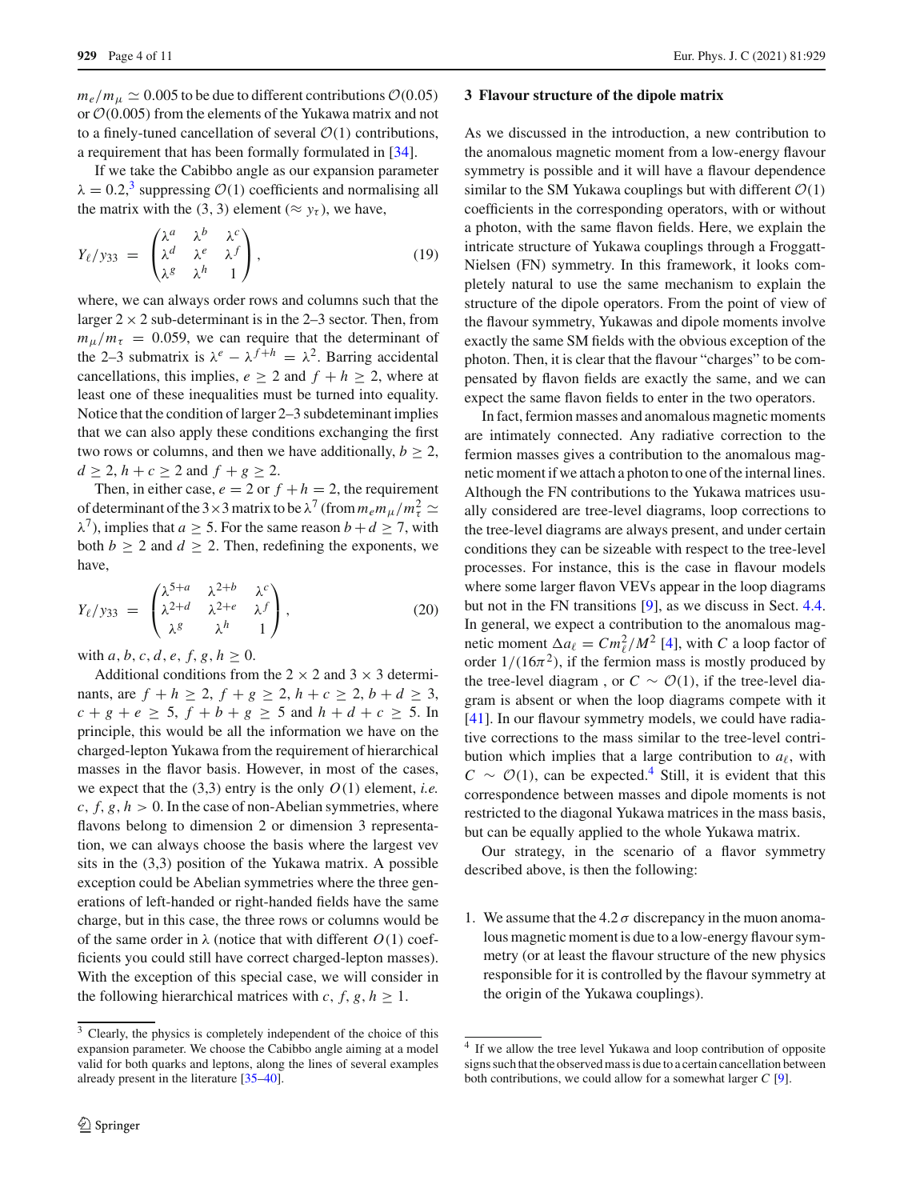$m_e/m_\mu \simeq 0.005$ to be due to different contributions $\mathcal{O}(0.05)$ or $\mathcal{O}(0.005)$ from the elements of the Yukawa matrix and not to a finely-tuned cancellation of several $\mathcal{O}(1)$ contributions, a requirement that has been formally formulated in [34].

If we take the Cabibbo angle as our expansion parameter $\lambda = 0.2$,[3] suppressing $\mathcal{O}(1)$ coefficients and normalising all the matrix with the (3, 3) element ($\approx y_\tau$), we have,

$$Y_\ell/y_{33} = \begin{pmatrix} \lambda^a & \lambda^b & \lambda^c \\ \lambda^d & \lambda^e & \lambda^f \\ \lambda^g & \lambda^h & 1 \end{pmatrix}, \tag{19}$$

where, we can always order rows and columns such that the larger $2 \times 2$ sub-determinant is in the 2–3 sector. Then, from $m_\mu/m_\tau = 0.059$, we can require that the determinant of the 2–3 submatrix is $\lambda^e - \lambda^{f+h} = \lambda^2$. Barring accidental cancellations, this implies, $e \geq 2$ and $f + h \geq 2$, where at least one of these inequalities must be turned into equality. Notice that the condition of larger 2–3 subdeteminant implies that we can also apply these conditions exchanging the first two rows or columns, and then we have additionally, $b \geq 2$, $d \geq 2$, $h + c \geq 2$ and $f + g \geq 2$.

Then, in either case, $e = 2$ or $f + h = 2$, the requirement of determinant of the $3 \times 3$ matrix to be $\lambda^7$ (from $m_e m_\mu/m_\tau^2 \simeq \lambda^7$), implies that $a \geq 5$. For the same reason $b + d \geq 7$, with both $b \geq 2$ and $d \geq 2$. Then, redefining the exponents, we have,

$$Y_\ell/y_{33} = \begin{pmatrix} \lambda^{5+a} & \lambda^{2+b} & \lambda^c \\ \lambda^{2+d} & \lambda^{2+e} & \lambda^f \\ \lambda^g & \lambda^h & 1 \end{pmatrix}, \tag{20}$$

with $a, b, c, d, e, f, g, h \geq 0$.

Additional conditions from the $2 \times 2$ and $3 \times 3$ determinants, are $f + h \geq 2$, $f + g \geq 2$, $h + c \geq 2$, $b + d \geq 3$, $c + g + e \geq 5$, $f + b + g \geq 5$ and $h + d + c \geq 5$. In principle, this would be all the information we have on the charged-lepton Yukawa from the requirement of hierarchical masses in the flavor basis. However, in most of the cases, we expect that the (3,3) entry is the only $O(1)$ element, *i.e.* $c, f, g, h > 0$. In the case of non-Abelian symmetries, where flavons belong to dimension 2 or dimension 3 representation, we can always choose the basis where the largest vev sits in the (3,3) position of the Yukawa matrix. A possible exception could be Abelian symmetries where the three generations of left-handed or right-handed fields have the same charge, but in this case, the three rows or columns would be of the same order in $\lambda$ (notice that with different $O(1)$ coefficients you could still have correct charged-lepton masses). With the exception of this special case, we will consider in the following hierarchical matrices with $c, f, g, h \geq 1$.

[3] Clearly, the physics is completely independent of the choice of this expansion parameter. We choose the Cabibbo angle aiming at a model valid for both quarks and leptons, along the lines of several examples already present in the literature [35–40].

## 3 Flavour structure of the dipole matrix

As we discussed in the introduction, a new contribution to the anomalous magnetic moment from a low-energy flavour symmetry is possible and it will have a flavour dependence similar to the SM Yukawa couplings but with different $\mathcal{O}(1)$ coefficients in the corresponding operators, with or without a photon, with the same flavon fields. Here, we explain the intricate structure of Yukawa couplings through a Froggatt-Nielsen (FN) symmetry. In this framework, it looks completely natural to use the same mechanism to explain the structure of the dipole operators. From the point of view of the flavour symmetry, Yukawas and dipole moments involve exactly the same SM fields with the obvious exception of the photon. Then, it is clear that the flavour "charges" to be compensated by flavon fields are exactly the same, and we can expect the same flavon fields to enter in the two operators.

In fact, fermion masses and anomalous magnetic moments are intimately connected. Any radiative correction to the fermion masses gives a contribution to the anomalous magnetic moment if we attach a photon to one of the internal lines. Although the FN contributions to the Yukawa matrices usually considered are tree-level diagrams, loop corrections to the tree-level diagrams are always present, and under certain conditions they can be sizeable with respect to the tree-level processes. For instance, this is the case in flavour models where some larger flavon VEVs appear in the loop diagrams but not in the FN transitions [9], as we discuss in Sect. 4.4. In general, we expect a contribution to the anomalous magnetic moment $\Delta a_\ell = C m_\ell^2/M^2$ [4], with $C$ a loop factor of order $1/(16\pi^2)$, if the fermion mass is mostly produced by the tree-level diagram , or $C \sim \mathcal{O}(1)$, if the tree-level diagram is absent or when the loop diagrams compete with it [41]. In our flavour symmetry models, we could have radiative corrections to the mass similar to the tree-level contribution which implies that a large contribution to $a_\ell$, with $C \sim \mathcal{O}(1)$, can be expected.[4] Still, it is evident that this correspondence between masses and dipole moments is not restricted to the diagonal Yukawa matrices in the mass basis, but can be equally applied to the whole Yukawa matrix.

Our strategy, in the scenario of a flavor symmetry described above, is then the following:

1. We assume that the $4.2\,\sigma$ discrepancy in the muon anomalous magnetic moment is due to a low-energy flavour symmetry (or at least the flavour structure of the new physics responsible for it is controlled by the flavour symmetry at the origin of the Yukawa couplings).

[4] If we allow the tree level Yukawa and loop contribution of opposite signs such that the observed mass is due to a certain cancellation between both contributions, we could allow for a somewhat larger $C$ [9].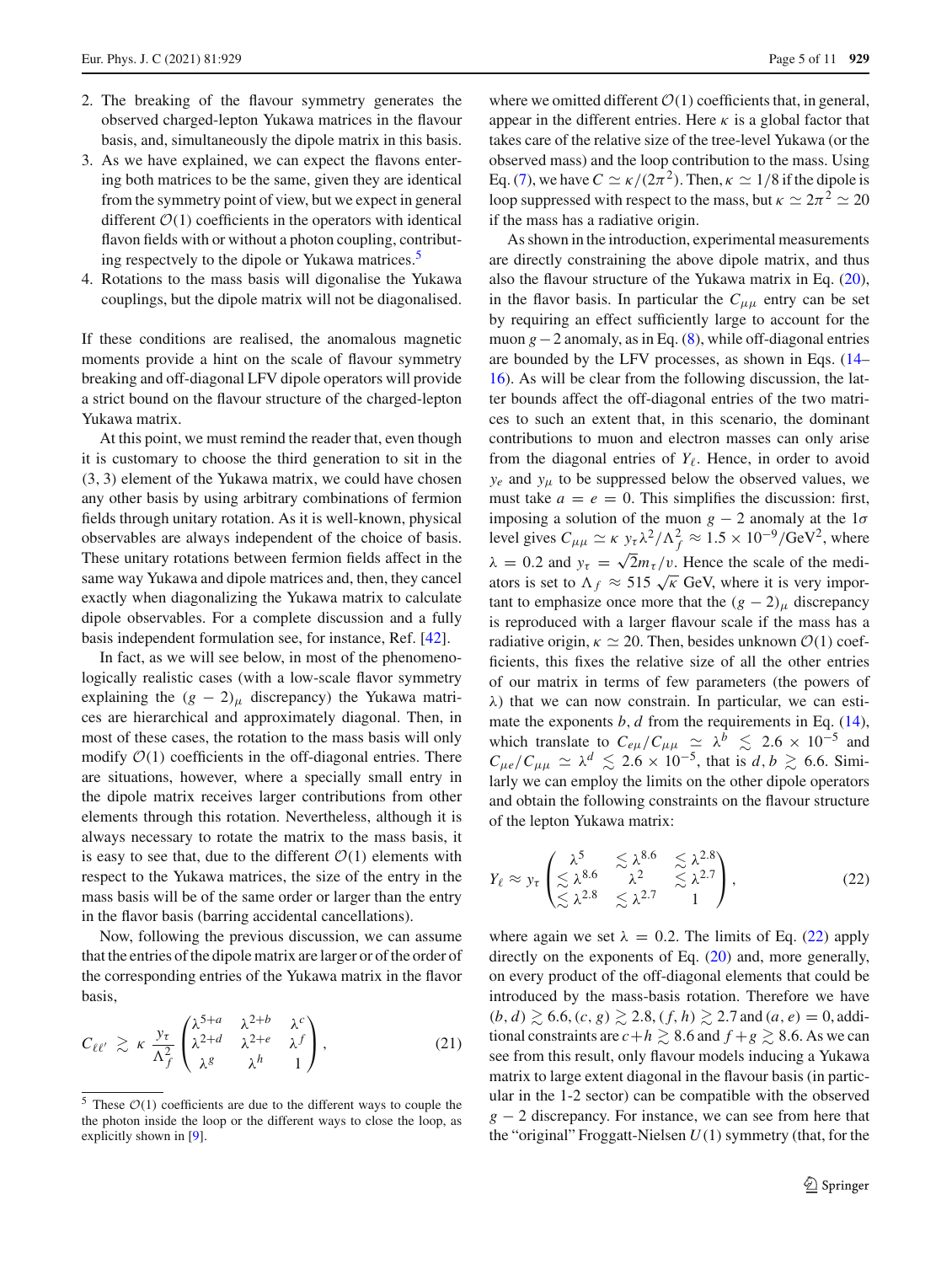2. The breaking of the flavour symmetry generates the observed charged-lepton Yukawa matrices in the flavour basis, and, simultaneously the dipole matrix in this basis.
3. As we have explained, we can expect the flavons entering both matrices to be the same, given they are identical from the symmetry point of view, but we expect in general different $\mathcal{O}(1)$ coefficients in the operators with identical flavon fields with or without a photon coupling, contributing respectvely to the dipole or Yukawa matrices.[5]
4. Rotations to the mass basis will digonalise the Yukawa couplings, but the dipole matrix will not be diagonalised.

If these conditions are realised, the anomalous magnetic moments provide a hint on the scale of flavour symmetry breaking and off-diagonal LFV dipole operators will provide a strict bound on the flavour structure of the charged-lepton Yukawa matrix.

At this point, we must remind the reader that, even though it is customary to choose the third generation to sit in the (3, 3) element of the Yukawa matrix, we could have chosen any other basis by using arbitrary combinations of fermion fields through unitary rotation. As it is well-known, physical observables are always independent of the choice of basis. These unitary rotations between fermion fields affect in the same way Yukawa and dipole matrices and, then, they cancel exactly when diagonalizing the Yukawa matrix to calculate dipole observables. For a complete discussion and a fully basis independent formulation see, for instance, Ref. [42].

In fact, as we will see below, in most of the phenomenologically realistic cases (with a low-scale flavor symmetry explaining the $(g-2)_\mu$ discrepancy) the Yukawa matrices are hierarchical and approximately diagonal. Then, in most of these cases, the rotation to the mass basis will only modify $\mathcal{O}(1)$ coefficients in the off-diagonal entries. There are situations, however, where a specially small entry in the dipole matrix receives larger contributions from other elements through this rotation. Nevertheless, although it is always necessary to rotate the matrix to the mass basis, it is easy to see that, due to the different $\mathcal{O}(1)$ elements with respect to the Yukawa matrices, the size of the entry in the mass basis will be of the same order or larger than the entry in the flavor basis (barring accidental cancellations).

Now, following the previous discussion, we can assume that the entries of the dipole matrix are larger or of the order of the corresponding entries of the Yukawa matrix in the flavor basis,

$$C_{\ell\ell'} \gtrsim \kappa \, \frac{y_\tau}{\Lambda_f^2} \begin{pmatrix} \lambda^{5+a} & \lambda^{2+b} & \lambda^c \\ \lambda^{2+d} & \lambda^{2+e} & \lambda^f \\ \lambda^g & \lambda^h & 1 \end{pmatrix}, \tag{21}$$

where we omitted different $\mathcal{O}(1)$ coefficients that, in general, appear in the different entries. Here $\kappa$ is a global factor that takes care of the relative size of the tree-level Yukawa (or the observed mass) and the loop contribution to the mass. Using Eq. (7), we have $C \simeq \kappa/(2\pi^2)$. Then, $\kappa \simeq 1/8$ if the dipole is loop suppressed with respect to the mass, but $\kappa \simeq 2\pi^2 \simeq 20$ if the mass has a radiative origin.

As shown in the introduction, experimental measurements are directly constraining the above dipole matrix, and thus also the flavour structure of the Yukawa matrix in Eq. (20), in the flavor basis. In particular the $C_{\mu\mu}$ entry can be set by requiring an effect sufficiently large to account for the muon $g-2$ anomaly, as in Eq. (8), while off-diagonal entries are bounded by the LFV processes, as shown in Eqs. (14–16). As will be clear from the following discussion, the latter bounds affect the off-diagonal entries of the two matrices to such an extent that, in this scenario, the dominant contributions to muon and electron masses can only arise from the diagonal entries of $Y_\ell$. Hence, in order to avoid $y_e$ and $y_\mu$ to be suppressed below the observed values, we must take $a = e = 0$. This simplifies the discussion: first, imposing a solution of the muon $g-2$ anomaly at the $1\sigma$ level gives $C_{\mu\mu} \simeq \kappa \, y_\tau \lambda^2/\Lambda_f^2 \approx 1.5 \times 10^{-9}/\mathrm{GeV}^2$, where $\lambda = 0.2$ and $y_\tau = \sqrt{2} m_\tau/v$. Hence the scale of the mediators is set to $\Lambda_f \approx 515\sqrt{\kappa}$ GeV, where it is very important to emphasize once more that the $(g-2)_\mu$ discrepancy is reproduced with a larger flavour scale if the mass has a radiative origin, $\kappa \simeq 20$. Then, besides unknown $\mathcal{O}(1)$ coefficients, this fixes the relative size of all the other entries of our matrix in terms of few parameters (the powers of $\lambda$) that we can now constrain. In particular, we can estimate the exponents $b, d$ from the requirements in Eq. (14), which translate to $C_{e\mu}/C_{\mu\mu} \simeq \lambda^b \lesssim 2.6 \times 10^{-5}$ and $C_{\mu e}/C_{\mu\mu} \simeq \lambda^d \lesssim 2.6 \times 10^{-5}$, that is $d, b \gtrsim 6.6$. Similarly we can employ the limits on the other dipole operators and obtain the following constraints on the flavour structure of the lepton Yukawa matrix:

$$Y_\ell \approx y_\tau \begin{pmatrix} \lambda^5 & \lesssim \lambda^{8.6} & \lesssim \lambda^{2.8} \\ \lesssim \lambda^{8.6} & \lambda^2 & \lesssim \lambda^{2.7} \\ \lesssim \lambda^{2.8} & \lesssim \lambda^{2.7} & 1 \end{pmatrix}, \tag{22}$$

where again we set $\lambda = 0.2$. The limits of Eq. (22) apply directly on the exponents of Eq. (20) and, more generally, on every product of the off-diagonal elements that could be introduced by the mass-basis rotation. Therefore we have $(b, d) \gtrsim 6.6$, $(c, g) \gtrsim 2.8$, $(f, h) \gtrsim 2.7$ and $(a, e) = 0$, additional constraints are $c + h \gtrsim 8.6$ and $f + g \gtrsim 8.6$. As we can see from this result, only flavour models inducing a Yukawa matrix to large extent diagonal in the flavour basis (in particular in the 1-2 sector) can be compatible with the observed $g-2$ discrepancy. For instance, we can see from here that the "original" Froggatt-Nielsen $U(1)$ symmetry (that, for the

[5] These $\mathcal{O}(1)$ coefficients are due to the different ways to couple the the photon inside the loop or the different ways to close the loop, as explicitly shown in [9].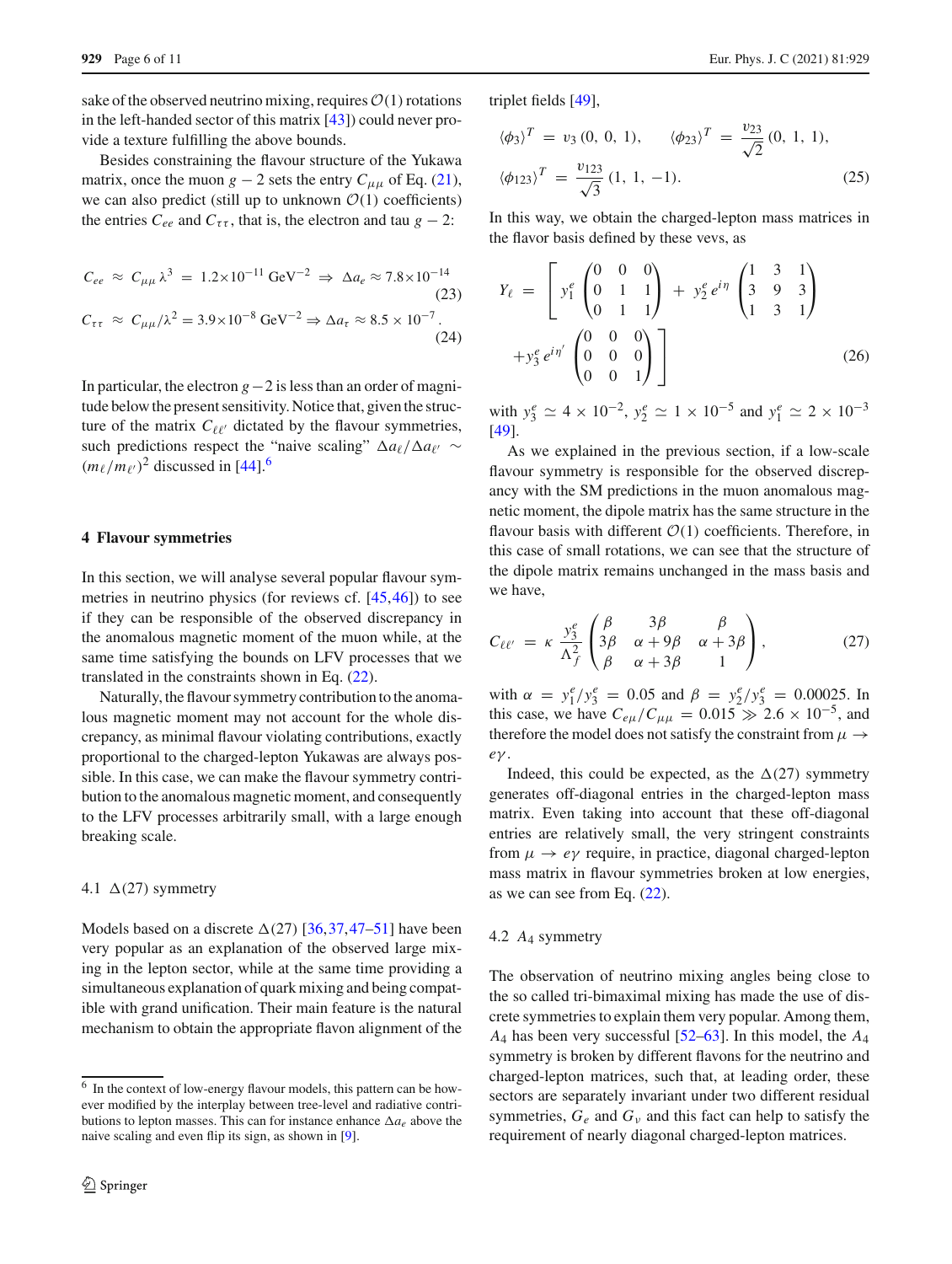sake of the observed neutrino mixing, requires $\mathcal{O}(1)$ rotations in the left-handed sector of this matrix [43]) could never provide a texture fulfilling the above bounds.

Besides constraining the flavour structure of the Yukawa matrix, once the muon $g-2$ sets the entry $C_{\mu\mu}$ of Eq. (21), we can also predict (still up to unknown $\mathcal{O}(1)$ coefficients) the entries $C_{ee}$ and $C_{\tau\tau}$, that is, the electron and tau $g-2$:

$$C_{ee} \approx C_{\mu\mu}\,\lambda^3 = 1.2\times10^{-11}\ \mathrm{GeV}^{-2} \Rightarrow \Delta a_e \approx 7.8\times10^{-14} \tag{23}$$

$$C_{\tau\tau} \approx C_{\mu\mu}/\lambda^2 = 3.9\times10^{-8}\ \mathrm{GeV}^{-2} \Rightarrow \Delta a_\tau \approx 8.5\times10^{-7}. \tag{24}$$

In particular, the electron $g-2$ is less than an order of magnitude below the present sensitivity. Notice that, given the structure of the matrix $C_{\ell\ell'}$ dictated by the flavour symmetries, such predictions respect the "naive scaling" $\Delta a_\ell/\Delta a_{\ell'} \sim (m_\ell/m_{\ell'})^2$ discussed in [44].[6]

## 4 Flavour symmetries

In this section, we will analyse several popular flavour symmetries in neutrino physics (for reviews cf. [45,46]) to see if they can be responsible of the observed discrepancy in the anomalous magnetic moment of the muon while, at the same time satisfying the bounds on LFV processes that we translated in the constraints shown in Eq. (22).

Naturally, the flavour symmetry contribution to the anomalous magnetic moment may not account for the whole discrepancy, as minimal flavour violating contributions, exactly proportional to the charged-lepton Yukawas are always possible. In this case, we can make the flavour symmetry contribution to the anomalous magnetic moment, and consequently to the LFV processes arbitrarily small, with a large enough breaking scale.

### 4.1 $\Delta(27)$ symmetry

Models based on a discrete $\Delta(27)$ [36,37,47–51] have been very popular as an explanation of the observed large mixing in the lepton sector, while at the same time providing a simultaneous explanation of quark mixing and being compatible with grand unification. Their main feature is the natural mechanism to obtain the appropriate flavon alignment of the triplet fields [49],

$$\langle\phi_3\rangle^T = v_3\,(0,\ 0,\ 1), \qquad \langle\phi_{23}\rangle^T = \frac{v_{23}}{\sqrt{2}}\,(0,\ 1,\ 1),$$
$$\langle\phi_{123}\rangle^T = \frac{v_{123}}{\sqrt{3}}\,(1,\ 1,\ -1). \tag{25}$$

In this way, we obtain the charged-lepton mass matrices in the flavor basis defined by these vevs, as

$$Y_\ell = \left[ y_1^e \begin{pmatrix} 0 & 0 & 0 \\ 0 & 1 & 1 \\ 0 & 1 & 1 \end{pmatrix} + y_2^e\, e^{i\eta} \begin{pmatrix} 1 & 3 & 1 \\ 3 & 9 & 3 \\ 1 & 3 & 1 \end{pmatrix} + y_3^e\, e^{i\eta'} \begin{pmatrix} 0 & 0 & 0 \\ 0 & 0 & 0 \\ 0 & 0 & 1 \end{pmatrix} \right] \tag{26}$$

with $y_3^e \simeq 4\times10^{-2}$, $y_2^e \simeq 1\times10^{-5}$ and $y_1^e \simeq 2\times10^{-3}$ [49].

As we explained in the previous section, if a low-scale flavour symmetry is responsible for the observed discrepancy with the SM predictions in the muon anomalous magnetic moment, the dipole matrix has the same structure in the flavour basis with different $\mathcal{O}(1)$ coefficients. Therefore, in this case of small rotations, we can see that the structure of the dipole matrix remains unchanged in the mass basis and we have,

$$C_{\ell\ell'} = \kappa\, \frac{y_3^e}{\Lambda_f^2} \begin{pmatrix} \beta & 3\beta & \beta \\ 3\beta & \alpha+9\beta & \alpha+3\beta \\ \beta & \alpha+3\beta & 1 \end{pmatrix}, \tag{27}$$

with $\alpha = y_1^e/y_3^e = 0.05$ and $\beta = y_2^e/y_3^e = 0.00025$. In this case, we have $C_{e\mu}/C_{\mu\mu} = 0.015 \gg 2.6\times10^{-5}$, and therefore the model does not satisfy the constraint from $\mu \to e\gamma$.

Indeed, this could be expected, as the $\Delta(27)$ symmetry generates off-diagonal entries in the charged-lepton mass matrix. Even taking into account that these off-diagonal entries are relatively small, the very stringent constraints from $\mu \to e\gamma$ require, in practice, diagonal charged-lepton mass matrix in flavour symmetries broken at low energies, as we can see from Eq. (22).

### 4.2 $A_4$ symmetry

The observation of neutrino mixing angles being close to the so called tri-bimaximal mixing has made the use of discrete symmetries to explain them very popular. Among them, $A_4$ has been very successful [52–63]. In this model, the $A_4$ symmetry is broken by different flavons for the neutrino and charged-lepton matrices, such that, at leading order, these sectors are separately invariant under two different residual symmetries, $G_e$ and $G_\nu$ and this fact can help to satisfy the requirement of nearly diagonal charged-lepton matrices.

---

[6] In the context of low-energy flavour models, this pattern can be however modified by the interplay between tree-level and radiative contributions to lepton masses. This can for instance enhance $\Delta a_e$ above the naive scaling and even flip its sign, as shown in [9].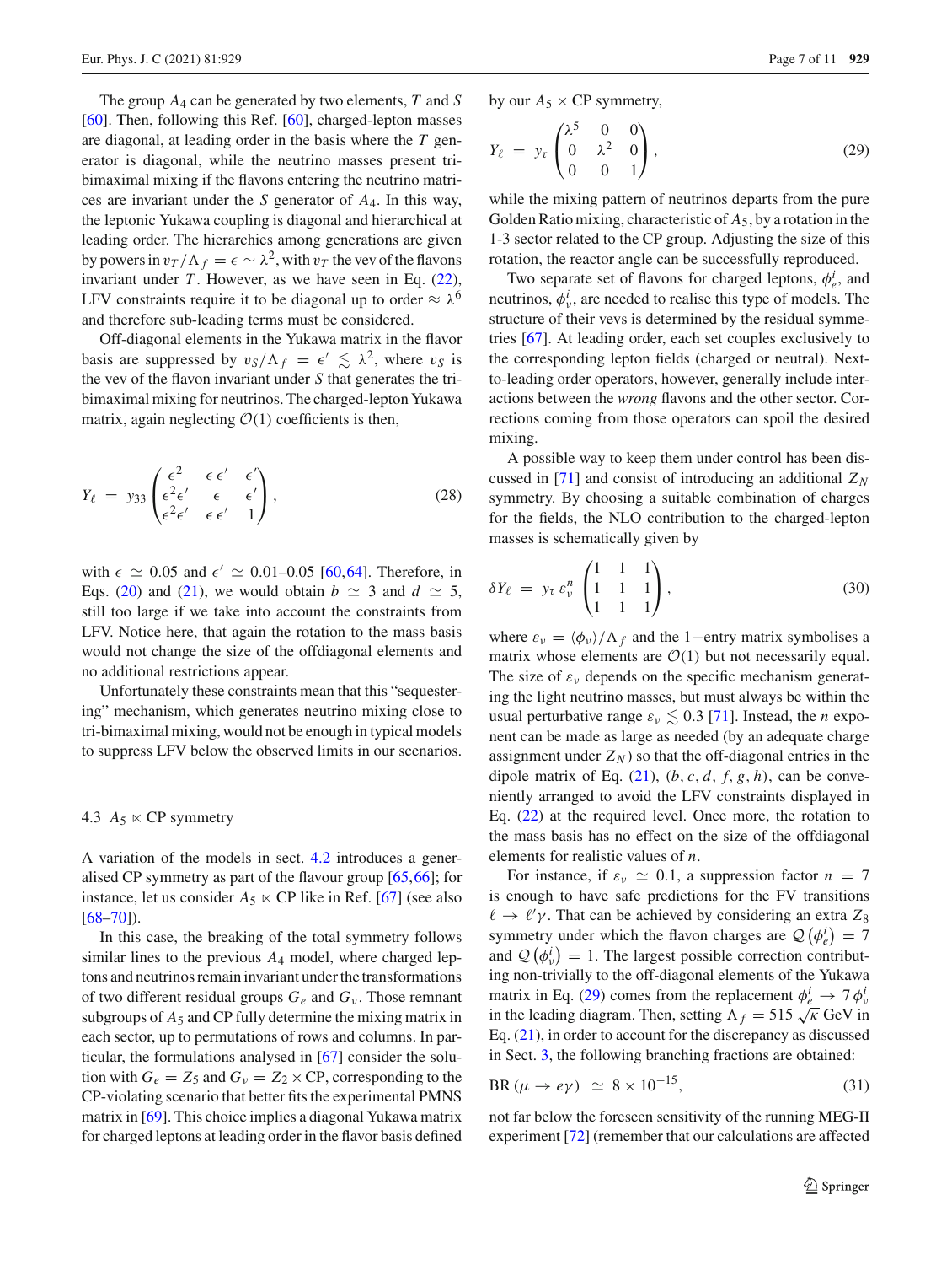The group $A_4$ can be generated by two elements, $T$ and $S$ [60]. Then, following this Ref. [60], charged-lepton masses are diagonal, at leading order in the basis where the $T$ generator is diagonal, while the neutrino masses present tri-bimaximal mixing if the flavons entering the neutrino matrices are invariant under the $S$ generator of $A_4$. In this way, the leptonic Yukawa coupling is diagonal and hierarchical at leading order. The hierarchies among generations are given by powers in $v_T/\Lambda_f = \epsilon \sim \lambda^2$, with $v_T$ the vev of the flavons invariant under $T$. However, as we have seen in Eq. (22), LFV constraints require it to be diagonal up to order $\approx \lambda^6$ and therefore sub-leading terms must be considered.

Off-diagonal elements in the Yukawa matrix in the flavor basis are suppressed by $v_S/\Lambda_f = \epsilon' \lesssim \lambda^2$, where $v_S$ is the vev of the flavon invariant under $S$ that generates the tri-bimaximal mixing for neutrinos. The charged-lepton Yukawa matrix, again neglecting $\mathcal{O}(1)$ coefficients is then,

$$Y_\ell \;=\; y_{33} \begin{pmatrix} \epsilon^2 & \epsilon\,\epsilon' & \epsilon' \\ \epsilon^2\epsilon' & \epsilon & \epsilon' \\ \epsilon^2\epsilon' & \epsilon\,\epsilon' & 1 \end{pmatrix}, \tag{28}$$

with $\epsilon \simeq 0.05$ and $\epsilon' \simeq 0.01$–$0.05$ [60,64]. Therefore, in Eqs. (20) and (21), we would obtain $b \simeq 3$ and $d \simeq 5$, still too large if we take into account the constraints from LFV. Notice here, that again the rotation to the mass basis would not change the size of the offdiagonal elements and no additional restrictions appear.

Unfortunately these constraints mean that this "sequestering" mechanism, which generates neutrino mixing close to tri-bimaximal mixing, would not be enough in typical models to suppress LFV below the observed limits in our scenarios.

### 4.3 $A_5 \ltimes$ CP symmetry

A variation of the models in sect. 4.2 introduces a generalised CP symmetry as part of the flavour group [65,66]; for instance, let us consider $A_5 \ltimes$ CP like in Ref. [67] (see also [68–70]).

In this case, the breaking of the total symmetry follows similar lines to the previous $A_4$ model, where charged leptons and neutrinos remain invariant under the transformations of two different residual groups $G_e$ and $G_\nu$. Those remnant subgroups of $A_5$ and CP fully determine the mixing matrix in each sector, up to permutations of rows and columns. In particular, the formulations analysed in [67] consider the solution with $G_e = Z_5$ and $G_\nu = Z_2 \times$ CP, corresponding to the CP-violating scenario that better fits the experimental PMNS matrix in [69]. This choice implies a diagonal Yukawa matrix for charged leptons at leading order in the flavor basis defined by our $A_5 \ltimes$ CP symmetry,

$$Y_\ell \;=\; y_\tau \begin{pmatrix} \lambda^5 & 0 & 0 \\ 0 & \lambda^2 & 0 \\ 0 & 0 & 1 \end{pmatrix}, \tag{29}$$

while the mixing pattern of neutrinos departs from the pure Golden Ratio mixing, characteristic of $A_5$, by a rotation in the 1-3 sector related to the CP group. Adjusting the size of this rotation, the reactor angle can be successfully reproduced.

Two separate set of flavons for charged leptons, $\phi_e^i$, and neutrinos, $\phi_\nu^i$, are needed to realise this type of models. The structure of their vevs is determined by the residual symmetries [67]. At leading order, each set couples exclusively to the corresponding lepton fields (charged or neutral). Next-to-leading order operators, however, generally include interactions between the *wrong* flavons and the other sector. Corrections coming from those operators can spoil the desired mixing.

A possible way to keep them under control has been discussed in [71] and consist of introducing an additional $Z_N$ symmetry. By choosing a suitable combination of charges for the fields, the NLO contribution to the charged-lepton masses is schematically given by

$$\delta Y_\ell \;=\; y_\tau\, \varepsilon_\nu^n \begin{pmatrix} 1 & 1 & 1 \\ 1 & 1 & 1 \\ 1 & 1 & 1 \end{pmatrix}, \tag{30}$$

where $\varepsilon_\nu = \langle \phi_\nu \rangle/\Lambda_f$ and the 1−entry matrix symbolises a matrix whose elements are $\mathcal{O}(1)$ but not necessarily equal. The size of $\varepsilon_\nu$ depends on the specific mechanism generating the light neutrino masses, but must always be within the usual perturbative range $\varepsilon_\nu \lesssim 0.3$ [71]. Instead, the $n$ exponent can be made as large as needed (by an adequate charge assignment under $Z_N$) so that the off-diagonal entries in the dipole matrix of Eq. (21), $(b, c, d, f, g, h)$, can be conveniently arranged to avoid the LFV constraints displayed in Eq. (22) at the required level. Once more, the rotation to the mass basis has no effect on the size of the offdiagonal elements for realistic values of $n$.

For instance, if $\varepsilon_\nu \simeq 0.1$, a suppression factor $n = 7$ is enough to have safe predictions for the FV transitions $\ell \to \ell'\gamma$. That can be achieved by considering an extra $Z_8$ symmetry under which the flavon charges are $\mathcal{Q}\left(\phi_e^i\right) = 7$ and $\mathcal{Q}\left(\phi_\nu^i\right) = 1$. The largest possible correction contributing non-trivially to the off-diagonal elements of the Yukawa matrix in Eq. (29) comes from the replacement $\phi_e^i \to 7\,\phi_\nu^i$ in the leading diagram. Then, setting $\Lambda_f = 515\,\sqrt{\kappa}$ GeV in Eq. (21), in order to account for the discrepancy as discussed in Sect. 3, the following branching fractions are obtained:

$$\text{BR}\,(\mu \to e\gamma) \;\simeq\; 8 \times 10^{-15}, \tag{31}$$

not far below the foreseen sensitivity of the running MEG-II experiment [72] (remember that our calculations are affected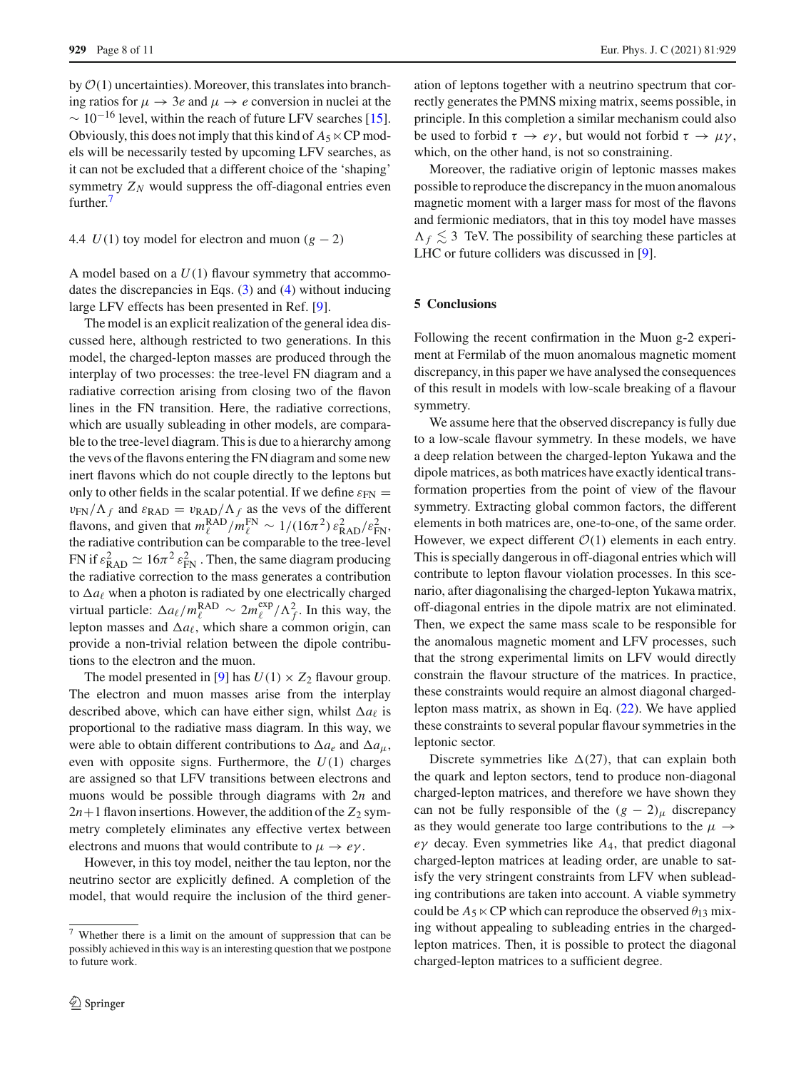by $\mathcal{O}(1)$ uncertainties). Moreover, this translates into branching ratios for $\mu \to 3e$ and $\mu \to e$ conversion in nuclei at the $\sim 10^{-16}$ level, within the reach of future LFV searches [15]. Obviously, this does not imply that this kind of $A_5 \ltimes$CP models will be necessarily tested by upcoming LFV searches, as it can not be excluded that a different choice of the 'shaping' symmetry $Z_N$ would suppress the off-diagonal entries even further.[7]

### 4.4 $U(1)$ toy model for electron and muon $(g-2)$

A model based on a $U(1)$ flavour symmetry that accommodates the discrepancies in Eqs. (3) and (4) without inducing large LFV effects has been presented in Ref. [9].

The model is an explicit realization of the general idea discussed here, although restricted to two generations. In this model, the charged-lepton masses are produced through the interplay of two processes: the tree-level FN diagram and a radiative correction arising from closing two of the flavon lines in the FN transition. Here, the radiative corrections, which are usually subleading in other models, are comparable to the tree-level diagram. This is due to a hierarchy among the vevs of the flavons entering the FN diagram and some new inert flavons which do not couple directly to the leptons but only to other fields in the scalar potential. If we define $\varepsilon_{\text{FN}} = v_{\text{FN}}/\Lambda_f$ and $\varepsilon_{\text{RAD}} = v_{\text{RAD}}/\Lambda_f$ as the vevs of the different flavons, and given that $m_\ell^{\text{RAD}}/m_\ell^{\text{FN}} \sim 1/(16\pi^2)\,\varepsilon_{\text{RAD}}^2/\varepsilon_{\text{FN}}^2$, the radiative contribution can be comparable to the tree-level FN if $\varepsilon_{\text{RAD}}^2 \simeq 16\pi^2\,\varepsilon_{\text{FN}}^2$. Then, the same diagram producing the radiative correction to the mass generates a contribution to $\Delta a_\ell$ when a photon is radiated by one electrically charged virtual particle: $\Delta a_\ell / m_\ell^{\text{RAD}} \sim 2 m_\ell^{\text{exp}}/\Lambda_f^2$. In this way, the lepton masses and $\Delta a_\ell$, which share a common origin, can provide a non-trivial relation between the dipole contributions to the electron and the muon.

The model presented in [9] has $U(1) \times Z_2$ flavour group. The electron and muon masses arise from the interplay described above, which can have either sign, whilst $\Delta a_\ell$ is proportional to the radiative mass diagram. In this way, we were able to obtain different contributions to $\Delta a_e$ and $\Delta a_\mu$, even with opposite signs. Furthermore, the $U(1)$ charges are assigned so that LFV transitions between electrons and muons would be possible through diagrams with $2n$ and $2n+1$ flavon insertions. However, the addition of the $Z_2$ symmetry completely eliminates any effective vertex between electrons and muons that would contribute to $\mu \to e\gamma$.

However, in this toy model, neither the tau lepton, nor the neutrino sector are explicitly defined. A completion of the model, that would require the inclusion of the third generation of leptons together with a neutrino spectrum that correctly generates the PMNS mixing matrix, seems possible, in principle. In this completion a similar mechanism could also be used to forbid $\tau \to e\gamma$, but would not forbid $\tau \to \mu\gamma$, which, on the other hand, is not so constraining.

Moreover, the radiative origin of leptonic masses makes possible to reproduce the discrepancy in the muon anomalous magnetic moment with a larger mass for most of the flavons and fermionic mediators, that in this toy model have masses $\Lambda_f \lesssim 3$ TeV. The possibility of searching these particles at LHC or future colliders was discussed in [9].

## 5 Conclusions

Following the recent confirmation in the Muon g-2 experiment at Fermilab of the muon anomalous magnetic moment discrepancy, in this paper we have analysed the consequences of this result in models with low-scale breaking of a flavour symmetry.

We assume here that the observed discrepancy is fully due to a low-scale flavour symmetry. In these models, we have a deep relation between the charged-lepton Yukawa and the dipole matrices, as both matrices have exactly identical transformation properties from the point of view of the flavour symmetry. Extracting global common factors, the different elements in both matrices are, one-to-one, of the same order. However, we expect different $\mathcal{O}(1)$ elements in each entry. This is specially dangerous in off-diagonal entries which will contribute to lepton flavour violation processes. In this scenario, after diagonalising the charged-lepton Yukawa matrix, off-diagonal entries in the dipole matrix are not eliminated. Then, we expect the same mass scale to be responsible for the anomalous magnetic moment and LFV processes, such that the strong experimental limits on LFV would directly constrain the flavour structure of the matrices. In practice, these constraints would require an almost diagonal charged-lepton mass matrix, as shown in Eq. (22). We have applied these constraints to several popular flavour symmetries in the leptonic sector.

Discrete symmetries like $\Delta(27)$, that can explain both the quark and lepton sectors, tend to produce non-diagonal charged-lepton matrices, and therefore we have shown they can not be fully responsible of the $(g-2)_\mu$ discrepancy as they would generate too large contributions to the $\mu \to e\gamma$ decay. Even symmetries like $A_4$, that predict diagonal charged-lepton matrices at leading order, are unable to satisfy the very stringent constraints from LFV when subleading contributions are taken into account. A viable symmetry could be $A_5 \ltimes$CP which can reproduce the observed $\theta_{13}$ mixing without appealing to subleading entries in the charged-lepton matrices. Then, it is possible to protect the diagonal charged-lepton matrices to a sufficient degree.

---

[7] Whether there is a limit on the amount of suppression that can be possibly achieved in this way is an interesting question that we postpone to future work.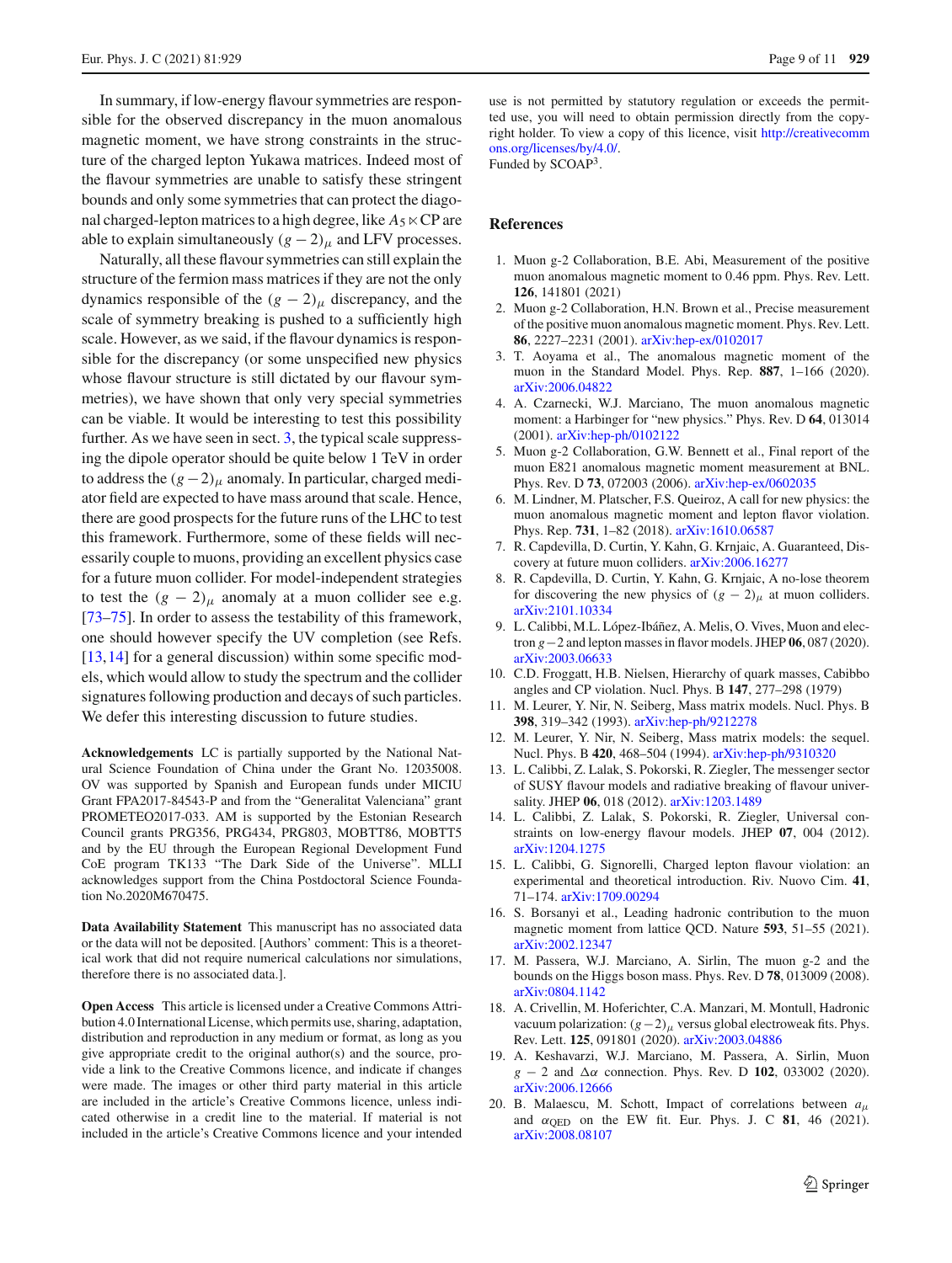In summary, if low-energy flavour symmetries are responsible for the observed discrepancy in the muon anomalous magnetic moment, we have strong constraints in the structure of the charged lepton Yukawa matrices. Indeed most of the flavour symmetries are unable to satisfy these stringent bounds and only some symmetries that can protect the diagonal charged-lepton matrices to a high degree, like $A_5 \ltimes \mathrm{CP}$ are able to explain simultaneously $(g-2)_\mu$ and LFV processes.

Naturally, all these flavour symmetries can still explain the structure of the fermion mass matrices if they are not the only dynamics responsible of the $(g-2)_\mu$ discrepancy, and the scale of symmetry breaking is pushed to a sufficiently high scale. However, as we said, if the flavour dynamics is responsible for the discrepancy (or some unspecified new physics whose flavour structure is still dictated by our flavour symmetries), we have shown that only very special symmetries can be viable. It would be interesting to test this possibility further. As we have seen in sect. 3, the typical scale suppressing the dipole operator should be quite below 1 TeV in order to address the $(g-2)_\mu$ anomaly. In particular, charged mediator field are expected to have mass around that scale. Hence, there are good prospects for the future runs of the LHC to test this framework. Furthermore, some of these fields will necessarily couple to muons, providing an excellent physics case for a future muon collider. For model-independent strategies to test the $(g-2)_\mu$ anomaly at a muon collider see e.g. [73–75]. In order to assess the testability of this framework, one should however specify the UV completion (see Refs. [13,14] for a general discussion) within some specific models, which would allow to study the spectrum and the collider signatures following production and decays of such particles. We defer this interesting discussion to future studies.

**Acknowledgements** LC is partially supported by the National Natural Science Foundation of China under the Grant No. 12035008. OV was supported by Spanish and European funds under MICIU Grant FPA2017-84543-P and from the "Generalitat Valenciana" grant PROMETEO2017-033. AM is supported by the Estonian Research Council grants PRG356, PRG434, PRG803, MOBTT86, MOBTT5 and by the EU through the European Regional Development Fund CoE program TK133 "The Dark Side of the Universe". MLLI acknowledges support from the China Postdoctoral Science Foundation No.2020M670475.

**Data Availability Statement** This manuscript has no associated data or the data will not be deposited. [Authors' comment: This is a theoretical work that did not require numerical calculations nor simulations, therefore there is no associated data.].

**Open Access** This article is licensed under a Creative Commons Attribution 4.0 International License, which permits use, sharing, adaptation, distribution and reproduction in any medium or format, as long as you give appropriate credit to the original author(s) and the source, provide a link to the Creative Commons licence, and indicate if changes were made. The images or other third party material in this article are included in the article's Creative Commons licence, unless indicated otherwise in a credit line to the material. If material is not included in the article's Creative Commons licence and your intended use is not permitted by statutory regulation or exceeds the permitted use, you will need to obtain permission directly from the copyright holder. To view a copy of this licence, visit http://creativecommons.org/licenses/by/4.0/.
Funded by SCOAP[3].

## References

1. Muon g-2 Collaboration, B.E. Abi, Measurement of the positive muon anomalous magnetic moment to 0.46 ppm. Phys. Rev. Lett. **126**, 141801 (2021)
2. Muon g-2 Collaboration, H.N. Brown et al., Precise measurement of the positive muon anomalous magnetic moment. Phys. Rev. Lett. **86**, 2227–2231 (2001). arXiv:hep-ex/0102017
3. T. Aoyama et al., The anomalous magnetic moment of the muon in the Standard Model. Phys. Rep. **887**, 1–166 (2020). arXiv:2006.04822
4. A. Czarnecki, W.J. Marciano, The muon anomalous magnetic moment: a Harbinger for "new physics." Phys. Rev. D **64**, 013014 (2001). arXiv:hep-ph/0102122
5. Muon g-2 Collaboration, G.W. Bennett et al., Final report of the muon E821 anomalous magnetic moment measurement at BNL. Phys. Rev. D **73**, 072003 (2006). arXiv:hep-ex/0602035
6. M. Lindner, M. Platscher, F.S. Queiroz, A call for new physics: the muon anomalous magnetic moment and lepton flavor violation. Phys. Rep. **731**, 1–82 (2018). arXiv:1610.06587
7. R. Capdevilla, D. Curtin, Y. Kahn, G. Krnjaic, A. Guaranteed, Discovery at future muon colliders. arXiv:2006.16277
8. R. Capdevilla, D. Curtin, Y. Kahn, G. Krnjaic, A no-lose theorem for discovering the new physics of $(g-2)_\mu$ at muon colliders. arXiv:2101.10334
9. L. Calibbi, M.L. López-Ibáñez, A. Melis, O. Vives, Muon and electron $g-2$ and lepton masses in flavor models. JHEP **06**, 087 (2020). arXiv:2003.06633
10. C.D. Froggatt, H.B. Nielsen, Hierarchy of quark masses, Cabibbo angles and CP violation. Nucl. Phys. B **147**, 277–298 (1979)
11. M. Leurer, Y. Nir, N. Seiberg, Mass matrix models. Nucl. Phys. B **398**, 319–342 (1993). arXiv:hep-ph/9212278
12. M. Leurer, Y. Nir, N. Seiberg, Mass matrix models: the sequel. Nucl. Phys. B **420**, 468–504 (1994). arXiv:hep-ph/9310320
13. L. Calibbi, Z. Lalak, S. Pokorski, R. Ziegler, The messenger sector of SUSY flavour models and radiative breaking of flavour universality. JHEP **06**, 018 (2012). arXiv:1203.1489
14. L. Calibbi, Z. Lalak, S. Pokorski, R. Ziegler, Universal constraints on low-energy flavour models. JHEP **07**, 004 (2012). arXiv:1204.1275
15. L. Calibbi, G. Signorelli, Charged lepton flavour violation: an experimental and theoretical introduction. Riv. Nuovo Cim. **41**, 71–174. arXiv:1709.00294
16. S. Borsanyi et al., Leading hadronic contribution to the muon magnetic moment from lattice QCD. Nature **593**, 51–55 (2021). arXiv:2002.12347
17. M. Passera, W.J. Marciano, A. Sirlin, The muon g-2 and the bounds on the Higgs boson mass. Phys. Rev. D **78**, 013009 (2008). arXiv:0804.1142
18. A. Crivellin, M. Hoferichter, C.A. Manzari, M. Montull, Hadronic vacuum polarization: $(g-2)_\mu$ versus global electroweak fits. Phys. Rev. Lett. **125**, 091801 (2020). arXiv:2003.04886
19. A. Keshavarzi, W.J. Marciano, M. Passera, A. Sirlin, Muon $g-2$ and $\Delta\alpha$ connection. Phys. Rev. D **102**, 033002 (2020). arXiv:2006.12666
20. B. Malaescu, M. Schott, Impact of correlations between $a_\mu$ and $\alpha_{\mathrm{QED}}$ on the EW fit. Eur. Phys. J. C **81**, 46 (2021). arXiv:2008.08107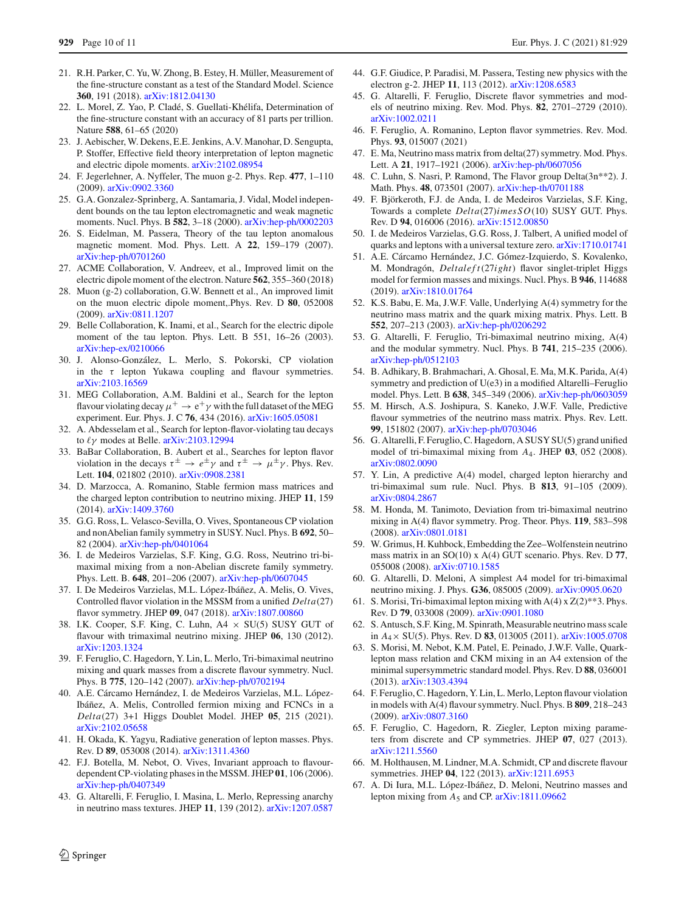21. R.H. Parker, C. Yu, W. Zhong, B. Estey, H. Müller, Measurement of the fine-structure constant as a test of the Standard Model. Science **360**, 191 (2018). arXiv:1812.04130
22. L. Morel, Z. Yao, P. Cladé, S. Guellati-Khélifa, Determination of the fine-structure constant with an accuracy of 81 parts per trillion. Nature **588**, 61–65 (2020)
23. J. Aebischer, W. Dekens, E.E. Jenkins, A.V. Manohar, D. Sengupta, P. Stoffer, Effective field theory interpretation of lepton magnetic and electric dipole moments. arXiv:2102.08954
24. F. Jegerlehner, A. Nyffeler, The muon g-2. Phys. Rep. **477**, 1–110 (2009). arXiv:0902.3360
25. G.A. Gonzalez-Springberg, A. Santamaria, J. Vidal, Model independent bounds on the tau lepton electromagnetic and weak magnetic moments. Nucl. Phys. B **582**, 3–18 (2000). arXiv:hep-ph/0002203
26. S. Eidelman, M. Passera, Theory of the tau lepton anomalous magnetic moment. Mod. Phys. Lett. A **22**, 159–179 (2007). arXiv:hep-ph/0701260
27. ACME Collaboration, V. Andreev, et al., Improved limit on the electric dipole moment of the electron. Nature **562**, 355–360 (2018)
28. Muon (g-2) collaboration, G.W. Bennett et al., An improved limit on the muon electric dipole moment,.Phys. Rev. D **80**, 052008 (2009). arXiv:0811.1207
29. Belle Collaboration, K. Inami, et al., Search for the electric dipole moment of the tau lepton. Phys. Lett. B 551, 16–26 (2003). arXiv:hep-ex/0210066
30. J. Alonso-González, L. Merlo, S. Pokorski, CP violation in the $\tau$ lepton Yukawa coupling and flavour symmetries. arXiv:2103.16569
31. MEG Collaboration, A.M. Baldini et al., Search for the lepton flavour violating decay $\mu^+ \to e^+\gamma$ with the full dataset of the MEG experiment. Eur. Phys. J. C **76**, 434 (2016). arXiv:1605.05081
32. A. Abdesselam et al., Search for lepton-flavor-violating tau decays to $\ell\gamma$ modes at Belle. arXiv:2103.12994
33. BaBar Collaboration, B. Aubert et al., Searches for lepton flavor violation in the decays $\tau^\pm \to e^\pm\gamma$ and $\tau^\pm \to \mu^\pm\gamma$. Phys. Rev. Lett. **104**, 021802 (2010). arXiv:0908.2381
34. D. Marzocca, A. Romanino, Stable fermion mass matrices and the charged lepton contribution to neutrino mixing. JHEP **11**, 159 (2014). arXiv:1409.3760
35. G.G. Ross, L. Velasco-Sevilla, O. Vives, Spontaneous CP violation and nonAbelian family symmetry in SUSY. Nucl. Phys. B **692**, 50–82 (2004). arXiv:hep-ph/0401064
36. I. de Medeiros Varzielas, S.F. King, G.G. Ross, Neutrino tri-bi-maximal mixing from a non-Abelian discrete family symmetry. Phys. Lett. B. **648**, 201–206 (2007). arXiv:hep-ph/0607045
37. I. De Medeiros Varzielas, M.L. López-Ibáñez, A. Melis, O. Vives, Controlled flavor violation in the MSSM from a unified $Delta(27)$ flavor symmetry. JHEP **09**, 047 (2018). arXiv:1807.00860
38. I.K. Cooper, S.F. King, C. Luhn, A4 $\times$ SU(5) SUSY GUT of flavour with trimaximal neutrino mixing. JHEP **06**, 130 (2012). arXiv:1203.1324
39. F. Feruglio, C. Hagedorn, Y. Lin, L. Merlo, Tri-bimaximal neutrino mixing and quark masses from a discrete flavour symmetry. Nucl. Phys. B **775**, 120–142 (2007). arXiv:hep-ph/0702194
40. A.E. Cárcamo Hernández, I. de Medeiros Varzielas, M.L. López-Ibáñez, A. Melis, Controlled fermion mixing and FCNCs in a $Delta(27)$ 3+1 Higgs Doublet Model. JHEP **05**, 215 (2021). arXiv:2102.05658
41. H. Okada, K. Yagyu, Radiative generation of lepton masses. Phys. Rev. D **89**, 053008 (2014). arXiv:1311.4360
42. F.J. Botella, M. Nebot, O. Vives, Invariant approach to flavour-dependent CP-violating phases in the MSSM. JHEP **01**, 106 (2006). arXiv:hep-ph/0407349
43. G. Altarelli, F. Feruglio, I. Masina, L. Merlo, Repressing anarchy in neutrino mass textures. JHEP **11**, 139 (2012). arXiv:1207.0587
44. G.F. Giudice, P. Paradisi, M. Passera, Testing new physics with the electron g-2. JHEP **11**, 113 (2012). arXiv:1208.6583
45. G. Altarelli, F. Feruglio, Discrete flavor symmetries and models of neutrino mixing. Rev. Mod. Phys. **82**, 2701–2729 (2010). arXiv:1002.0211
46. F. Feruglio, A. Romanino, Lepton flavor symmetries. Rev. Mod. Phys. **93**, 015007 (2021)
47. E. Ma, Neutrino mass matrix from delta(27) symmetry. Mod. Phys. Lett. A **21**, 1917–1921 (2006). arXiv:hep-ph/0607056
48. C. Luhn, S. Nasri, P. Ramond, The Flavor group Delta(3n**2). J. Math. Phys. **48**, 073501 (2007). arXiv:hep-th/0701188
49. F. Björkeroth, F.J. de Anda, I. de Medeiros Varzielas, S.F. King, Towards a complete $Delta(27)imesSO(10)$ SUSY GUT. Phys. Rev. D **94**, 016006 (2016). arXiv:1512.00850
50. I. de Medeiros Varzielas, G.G. Ross, J. Talbert, A unified model of quarks and leptons with a universal texture zero. arXiv:1710.01741
51. A.E. Cárcamo Hernández, J.C. Gómez-Izquierdo, S. Kovalenko, M. Mondragón, $Deltaleft(27ight)$ flavor singlet-triplet Higgs model for fermion masses and mixings. Nucl. Phys. B **946**, 114688 (2019). arXiv:1810.01764
52. K.S. Babu, E. Ma, J.W.F. Valle, Underlying A(4) symmetry for the neutrino mass matrix and the quark mixing matrix. Phys. Lett. B **552**, 207–213 (2003). arXiv:hep-ph/0206292
53. G. Altarelli, F. Feruglio, Tri-bimaximal neutrino mixing, A(4) and the modular symmetry. Nucl. Phys. B **741**, 215–235 (2006). arXiv:hep-ph/0512103
54. B. Adhikary, B. Brahmachari, A. Ghosal, E. Ma, M.K. Parida, A(4) symmetry and prediction of U(e3) in a modified Altarelli–Feruglio model. Phys. Lett. B **638**, 345–349 (2006). arXiv:hep-ph/0603059
55. M. Hirsch, A.S. Joshipura, S. Kaneko, J.W.F. Valle, Predictive flavour symmetries of the neutrino mass matrix. Phys. Rev. Lett. **99**, 151802 (2007). arXiv:hep-ph/0703046
56. G. Altarelli, F. Feruglio, C. Hagedorn, A SUSY SU(5) grand unified model of tri-bimaximal mixing from $A_4$. JHEP **03**, 052 (2008). arXiv:0802.0090
57. Y. Lin, A predictive A(4) model, charged lepton hierarchy and tri-bimaximal sum rule. Nucl. Phys. B **813**, 91–105 (2009). arXiv:0804.2867
58. M. Honda, M. Tanimoto, Deviation from tri-bimaximal neutrino mixing in A(4) flavor symmetry. Prog. Theor. Phys. **119**, 583–598 (2008). arXiv:0801.0181
59. W. Grimus, H. Kuhbock, Embedding the Zee–Wolfenstein neutrino mass matrix in an SO(10) x A(4) GUT scenario. Phys. Rev. D **77**, 055008 (2008). arXiv:0710.1585
60. G. Altarelli, D. Meloni, A simplest A4 model for tri-bimaximal neutrino mixing. J. Phys. **G36**, 085005 (2009). arXiv:0905.0620
61. S. Morisi, Tri-bimaximal lepton mixing with A(4) x Z(2)**3. Phys. Rev. D **79**, 033008 (2009). arXiv:0901.1080
62. S. Antusch, S.F. King, M. Spinrath, Measurable neutrino mass scale in $A_4\times$ SU(5). Phys. Rev. D **83**, 013005 (2011). arXiv:1005.0708
63. S. Morisi, M. Nebot, K.M. Patel, E. Peinado, J.W.F. Valle, Quark-lepton mass relation and CKM mixing in an A4 extension of the minimal supersymmetric standard model. Phys. Rev. D **88**, 036001 (2013). arXiv:1303.4394
64. F. Feruglio, C. Hagedorn, Y. Lin, L. Merlo, Lepton flavour violation in models with A(4) flavour symmetry. Nucl. Phys. B **809**, 218–243 (2009). arXiv:0807.3160
65. F. Feruglio, C. Hagedorn, R. Ziegler, Lepton mixing parameters from discrete and CP symmetries. JHEP **07**, 027 (2013). arXiv:1211.5560
66. M. Holthausen, M. Lindner, M.A. Schmidt, CP and discrete flavour symmetries. JHEP **04**, 122 (2013). arXiv:1211.6953
67. A. Di Iura, M.L. López-Ibáñez, D. Meloni, Neutrino masses and lepton mixing from $A_5$ and CP. arXiv:1811.09662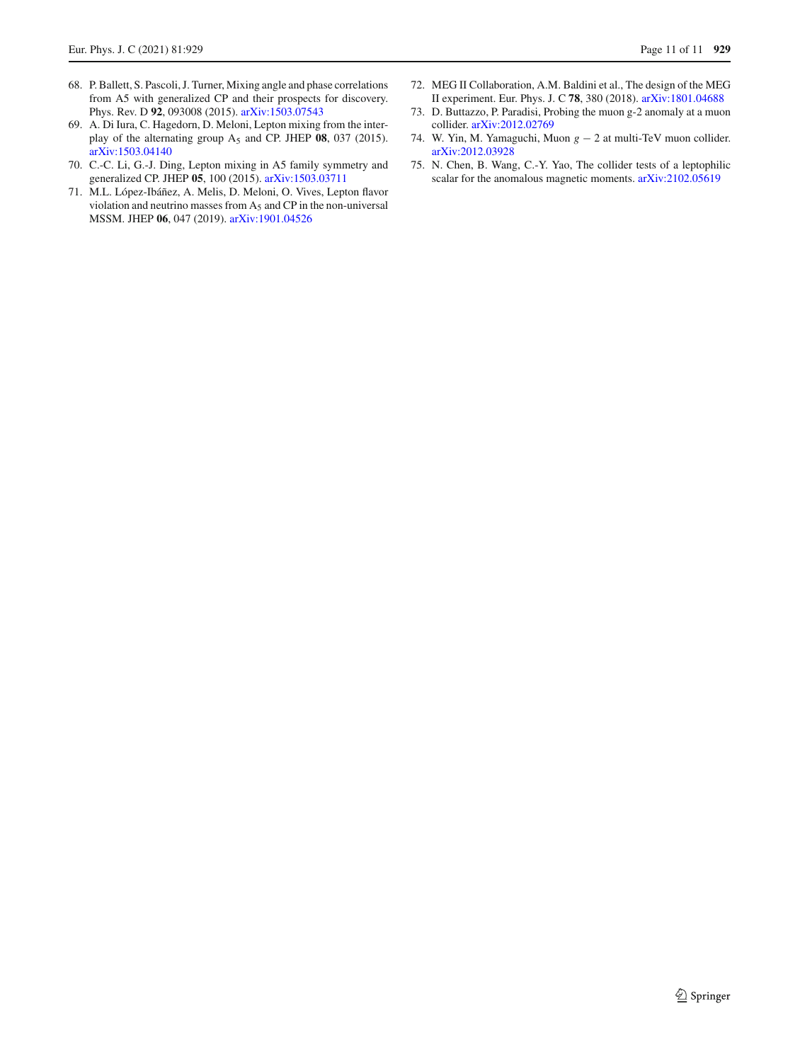68. P. Ballett, S. Pascoli, J. Turner, Mixing angle and phase correlations from A5 with generalized CP and their prospects for discovery. Phys. Rev. D **92**, 093008 (2015). arXiv:1503.07543
69. A. Di Iura, C. Hagedorn, D. Meloni, Lepton mixing from the interplay of the alternating group $A_5$ and CP. JHEP **08**, 037 (2015). arXiv:1503.04140
70. C.-C. Li, G.-J. Ding, Lepton mixing in A5 family symmetry and generalized CP. JHEP **05**, 100 (2015). arXiv:1503.03711
71. M.L. López-Ibáñez, A. Melis, D. Meloni, O. Vives, Lepton flavor violation and neutrino masses from $A_5$ and CP in the non-universal MSSM. JHEP **06**, 047 (2019). arXiv:1901.04526
72. MEG II Collaboration, A.M. Baldini et al., The design of the MEG II experiment. Eur. Phys. J. C **78**, 380 (2018). arXiv:1801.04688
73. D. Buttazzo, P. Paradisi, Probing the muon g-2 anomaly at a muon collider. arXiv:2012.02769
74. W. Yin, M. Yamaguchi, Muon $g-2$ at multi-TeV muon collider. arXiv:2012.03928
75. N. Chen, B. Wang, C.-Y. Yao, The collider tests of a leptophilic scalar for the anomalous magnetic moments. arXiv:2102.05619